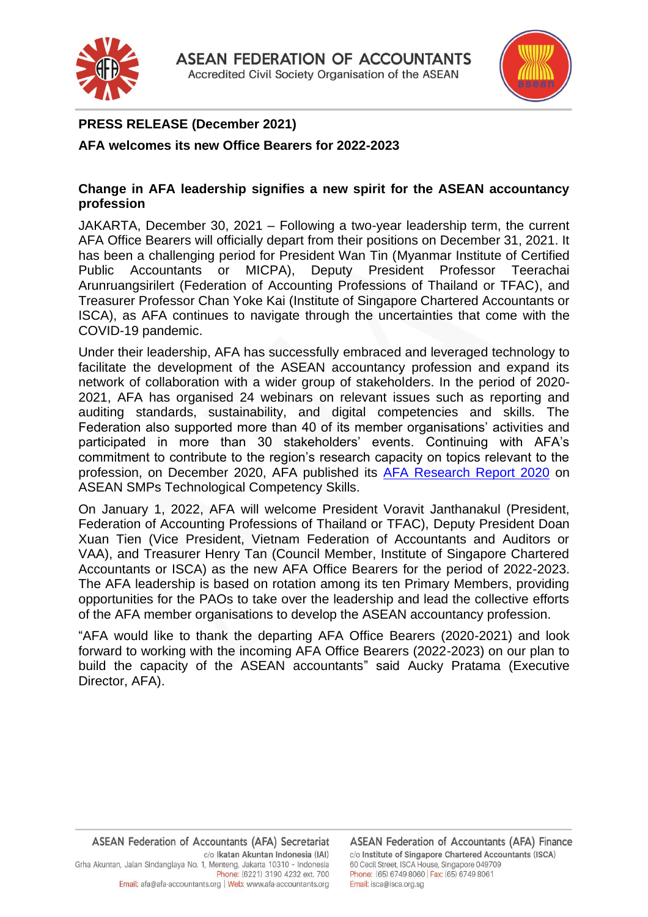**ASEAN FEDERATION OF ACCOUNTANTS**
Accredited Civil Society Organisation of the ASEAN

**PRESS RELEASE (December 2021)**

**AFA welcomes its new Office Bearers for 2022-2023**

**Change in AFA leadership signifies a new spirit for the ASEAN accountancy profession**

JAKARTA, December 30, 2021 – Following a two-year leadership term, the current AFA Office Bearers will officially depart from their positions on December 31, 2021. It has been a challenging period for President Wan Tin (Myanmar Institute of Certified Public Accountants or MICPA), Deputy President Professor Teerachai Arunruangsirilert (Federation of Accounting Professions of Thailand or TFAC), and Treasurer Professor Chan Yoke Kai (Institute of Singapore Chartered Accountants or ISCA), as AFA continues to navigate through the uncertainties that come with the COVID-19 pandemic.

Under their leadership, AFA has successfully embraced and leveraged technology to facilitate the development of the ASEAN accountancy profession and expand its network of collaboration with a wider group of stakeholders. In the period of 2020-2021, AFA has organised 24 webinars on relevant issues such as reporting and auditing standards, sustainability, and digital competencies and skills. The Federation also supported more than 40 of its member organisations' activities and participated in more than 30 stakeholders' events. Continuing with AFA's commitment to contribute to the region's research capacity on topics relevant to the profession, on December 2020, AFA published its AFA Research Report 2020 on ASEAN SMPs Technological Competency Skills.

On January 1, 2022, AFA will welcome President Voravit Janthanakul (President, Federation of Accounting Professions of Thailand or TFAC), Deputy President Doan Xuan Tien (Vice President, Vietnam Federation of Accountants and Auditors or VAA), and Treasurer Henry Tan (Council Member, Institute of Singapore Chartered Accountants or ISCA) as the new AFA Office Bearers for the period of 2022-2023. The AFA leadership is based on rotation among its ten Primary Members, providing opportunities for the PAOs to take over the leadership and lead the collective efforts of the AFA member organisations to develop the ASEAN accountancy profession.

"AFA would like to thank the departing AFA Office Bearers (2020-2021) and look forward to working with the incoming AFA Office Bearers (2022-2023) on our plan to build the capacity of the ASEAN accountants" said Aucky Pratama (Executive Director, AFA).

**ASEAN Federation of Accountants (AFA) Secretariat**
c/o Ikatan Akuntan Indonesia (IAI)
Grha Akuntan, Jalan Sindanglaya No. 1, Menteng, Jakarta 10310 - Indonesia
Phone: (6221) 3190 4232 ext. 700
Email: afa@afa-accountants.org | Web: www.afa-accountants.org

**ASEAN Federation of Accountants (AFA) Finance**
c/o Institute of Singapore Chartered Accountants (ISCA)
60 Cecil Street, ISCA House, Singapore 049709
Phone: (65) 6749 8060 | Fax: (65) 6749 8061
Email: isca@isca.org.sg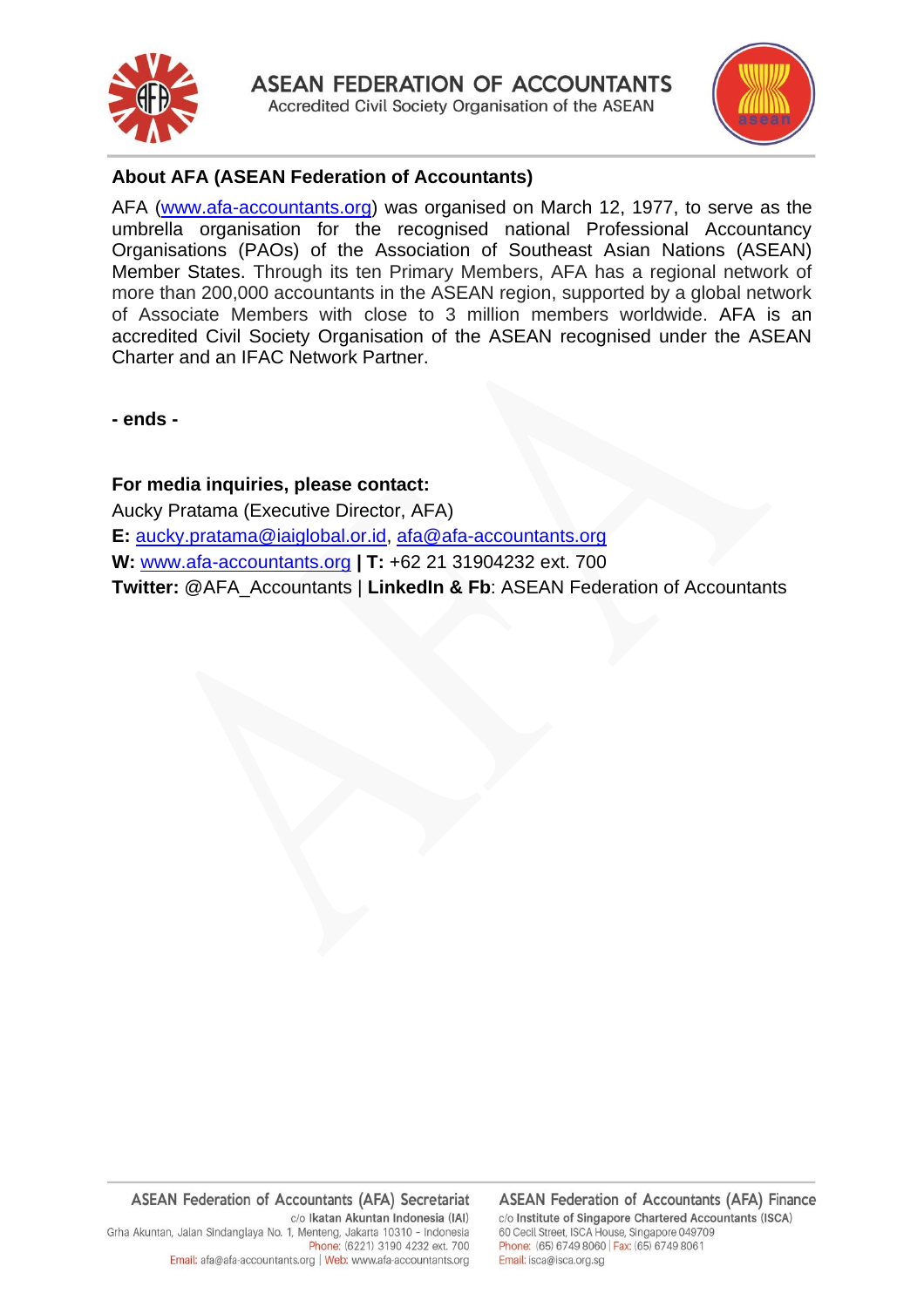## About AFA (ASEAN Federation of Accountants)

AFA (www.afa-accountants.org) was organised on March 12, 1977, to serve as the umbrella organisation for the recognised national Professional Accountancy Organisations (PAOs) of the Association of Southeast Asian Nations (ASEAN) Member States. Through its ten Primary Members, AFA has a regional network of more than 200,000 accountants in the ASEAN region, supported by a global network of Associate Members with close to 3 million members worldwide. AFA is an accredited Civil Society Organisation of the ASEAN recognised under the ASEAN Charter and an IFAC Network Partner.

**- ends -**

**For media inquiries, please contact:**
Aucky Pratama (Executive Director, AFA)
**E:** aucky.pratama@iaiglobal.or.id, afa@afa-accountants.org
**W:** www.afa-accountants.org **| T:** +62 21 31904232 ext. 700
**Twitter:** @AFA_Accountants | **LinkedIn & Fb**: ASEAN Federation of Accountants